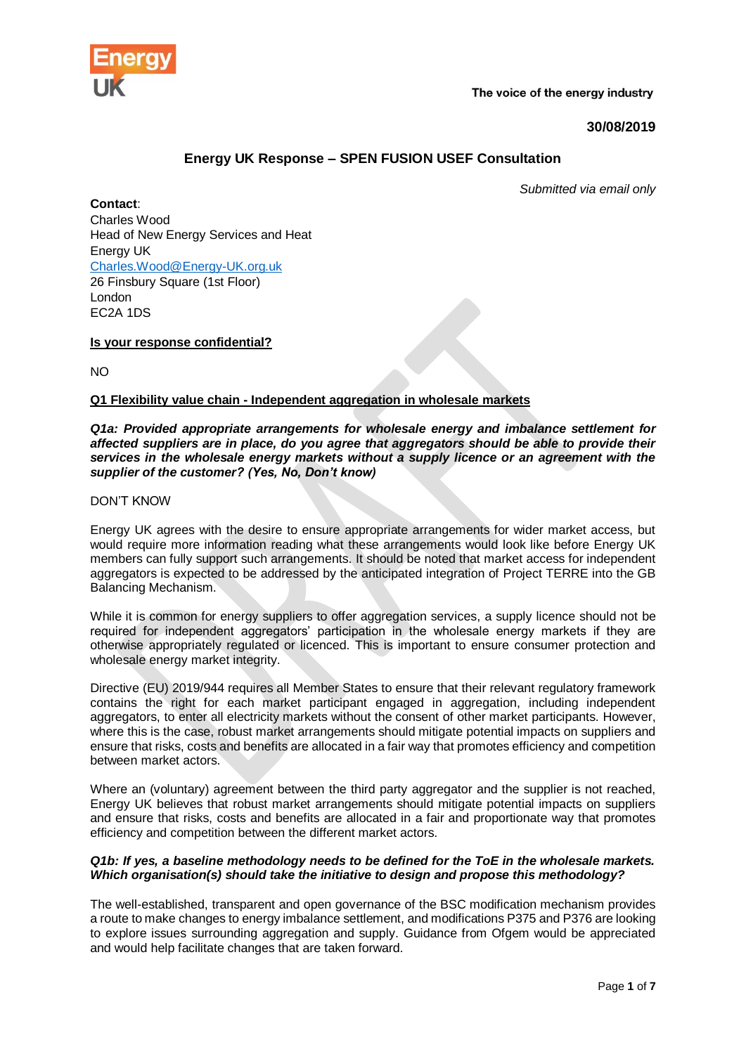Energy UK

The voice of the energy industry

**30/08/2019**

## Energy UK Response – SPEN FUSION USEF Consultation

*Submitted via email only*

**Contact**:
Charles Wood
Head of New Energy Services and Heat
Energy UK
Charles.Wood@Energy-UK.org.uk
26 Finsbury Square (1st Floor)
London
EC2A 1DS

**Is your response confidential?**

NO

**Q1 Flexibility value chain - Independent aggregation in wholesale markets**

***Q1a: Provided appropriate arrangements for wholesale energy and imbalance settlement for affected suppliers are in place, do you agree that aggregators should be able to provide their services in the wholesale energy markets without a supply licence or an agreement with the supplier of the customer? (Yes, No, Don't know)***

DON'T KNOW

Energy UK agrees with the desire to ensure appropriate arrangements for wider market access, but would require more information reading what these arrangements would look like before Energy UK members can fully support such arrangements. It should be noted that market access for independent aggregators is expected to be addressed by the anticipated integration of Project TERRE into the GB Balancing Mechanism.

While it is common for energy suppliers to offer aggregation services, a supply licence should not be required for independent aggregators' participation in the wholesale energy markets if they are otherwise appropriately regulated or licenced. This is important to ensure consumer protection and wholesale energy market integrity.

Directive (EU) 2019/944 requires all Member States to ensure that their relevant regulatory framework contains the right for each market participant engaged in aggregation, including independent aggregators, to enter all electricity markets without the consent of other market participants. However, where this is the case, robust market arrangements should mitigate potential impacts on suppliers and ensure that risks, costs and benefits are allocated in a fair way that promotes efficiency and competition between market actors.

Where an (voluntary) agreement between the third party aggregator and the supplier is not reached, Energy UK believes that robust market arrangements should mitigate potential impacts on suppliers and ensure that risks, costs and benefits are allocated in a fair and proportionate way that promotes efficiency and competition between the different market actors.

***Q1b: If yes, a baseline methodology needs to be defined for the ToE in the wholesale markets. Which organisation(s) should take the initiative to design and propose this methodology?***

The well-established, transparent and open governance of the BSC modification mechanism provides a route to make changes to energy imbalance settlement, and modifications P375 and P376 are looking to explore issues surrounding aggregation and supply. Guidance from Ofgem would be appreciated and would help facilitate changes that are taken forward.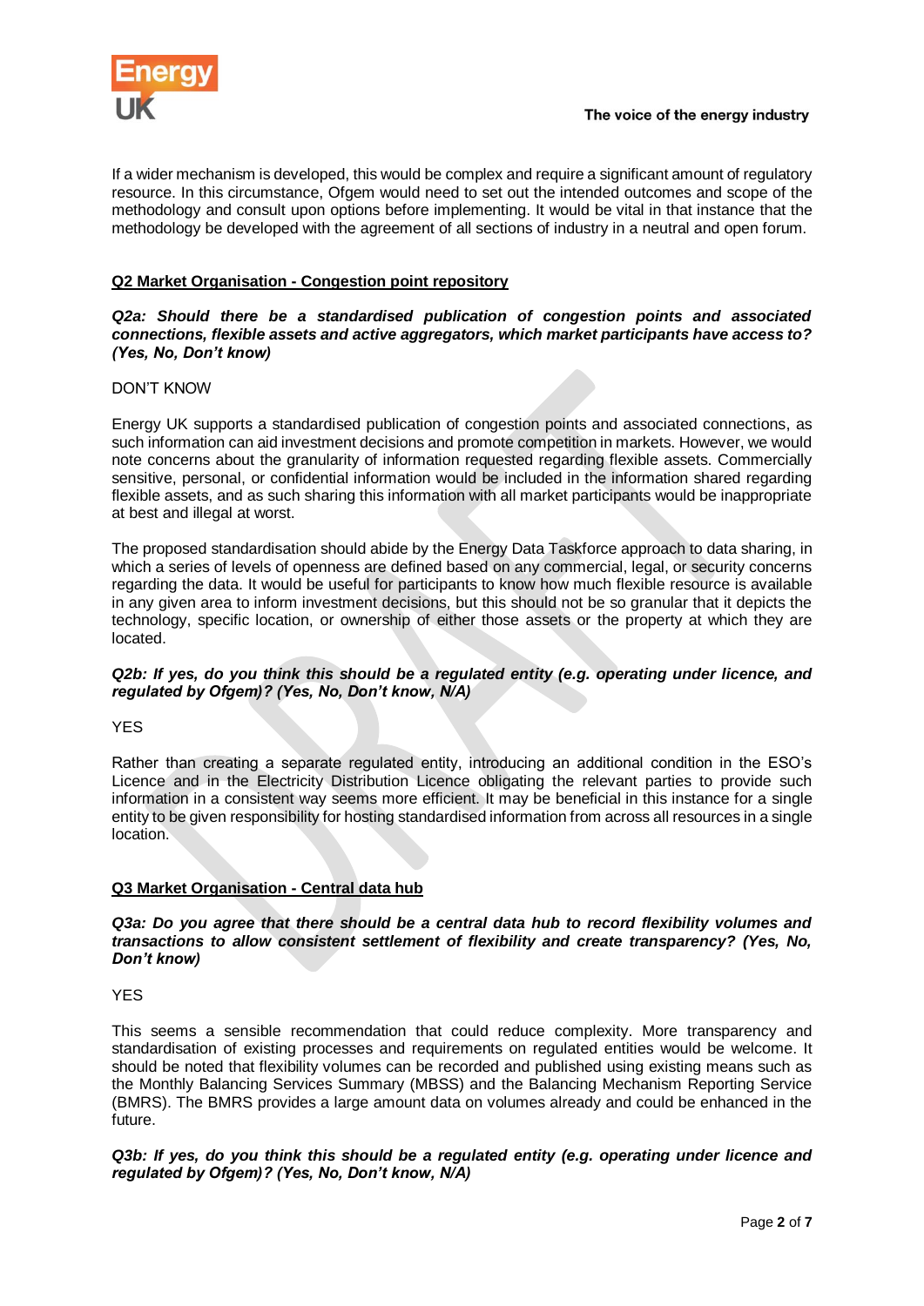If a wider mechanism is developed, this would be complex and require a significant amount of regulatory resource. In this circumstance, Ofgem would need to set out the intended outcomes and scope of the methodology and consult upon options before implementing. It would be vital in that instance that the methodology be developed with the agreement of all sections of industry in a neutral and open forum.

**Q2 Market Organisation - Congestion point repository**

***Q2a: Should there be a standardised publication of congestion points and associated connections, flexible assets and active aggregators, which market participants have access to? (Yes, No, Don't know)***

DON'T KNOW

Energy UK supports a standardised publication of congestion points and associated connections, as such information can aid investment decisions and promote competition in markets. However, we would note concerns about the granularity of information requested regarding flexible assets. Commercially sensitive, personal, or confidential information would be included in the information shared regarding flexible assets, and as such sharing this information with all market participants would be inappropriate at best and illegal at worst.

The proposed standardisation should abide by the Energy Data Taskforce approach to data sharing, in which a series of levels of openness are defined based on any commercial, legal, or security concerns regarding the data. It would be useful for participants to know how much flexible resource is available in any given area to inform investment decisions, but this should not be so granular that it depicts the technology, specific location, or ownership of either those assets or the property at which they are located.

***Q2b: If yes, do you think this should be a regulated entity (e.g. operating under licence, and regulated by Ofgem)? (Yes, No, Don't know, N/A)***

YES

Rather than creating a separate regulated entity, introducing an additional condition in the ESO's Licence and in the Electricity Distribution Licence obligating the relevant parties to provide such information in a consistent way seems more efficient. It may be beneficial in this instance for a single entity to be given responsibility for hosting standardised information from across all resources in a single location.

**Q3 Market Organisation - Central data hub**

***Q3a: Do you agree that there should be a central data hub to record flexibility volumes and transactions to allow consistent settlement of flexibility and create transparency? (Yes, No, Don't know)***

YES

This seems a sensible recommendation that could reduce complexity. More transparency and standardisation of existing processes and requirements on regulated entities would be welcome. It should be noted that flexibility volumes can be recorded and published using existing means such as the Monthly Balancing Services Summary (MBSS) and the Balancing Mechanism Reporting Service (BMRS). The BMRS provides a large amount data on volumes already and could be enhanced in the future.

***Q3b: If yes, do you think this should be a regulated entity (e.g. operating under licence and regulated by Ofgem)? (Yes, No, Don't know, N/A)***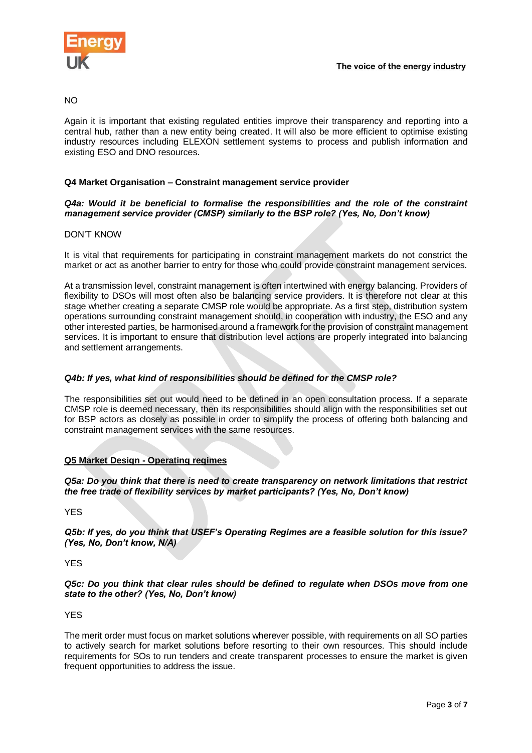NO

Again it is important that existing regulated entities improve their transparency and reporting into a central hub, rather than a new entity being created. It will also be more efficient to optimise existing industry resources including ELEXON settlement systems to process and publish information and existing ESO and DNO resources.

## Q4 Market Organisation – Constraint management service provider

***Q4a: Would it be beneficial to formalise the responsibilities and the role of the constraint management service provider (CMSP) similarly to the BSP role? (Yes, No, Don't know)***

DON'T KNOW

It is vital that requirements for participating in constraint management markets do not constrict the market or act as another barrier to entry for those who could provide constraint management services.

At a transmission level, constraint management is often intertwined with energy balancing. Providers of flexibility to DSOs will most often also be balancing service providers. It is therefore not clear at this stage whether creating a separate CMSP role would be appropriate. As a first step, distribution system operations surrounding constraint management should, in cooperation with industry, the ESO and any other interested parties, be harmonised around a framework for the provision of constraint management services. It is important to ensure that distribution level actions are properly integrated into balancing and settlement arrangements.

***Q4b: If yes, what kind of responsibilities should be defined for the CMSP role?***

The responsibilities set out would need to be defined in an open consultation process. If a separate CMSP role is deemed necessary, then its responsibilities should align with the responsibilities set out for BSP actors as closely as possible in order to simplify the process of offering both balancing and constraint management services with the same resources.

## Q5 Market Design - Operating regimes

***Q5a: Do you think that there is need to create transparency on network limitations that restrict the free trade of flexibility services by market participants? (Yes, No, Don't know)***

YES

***Q5b: If yes, do you think that USEF's Operating Regimes are a feasible solution for this issue? (Yes, No, Don't know, N/A)***

YES

***Q5c: Do you think that clear rules should be defined to regulate when DSOs move from one state to the other? (Yes, No, Don't know)***

YES

The merit order must focus on market solutions wherever possible, with requirements on all SO parties to actively search for market solutions before resorting to their own resources. This should include requirements for SOs to run tenders and create transparent processes to ensure the market is given frequent opportunities to address the issue.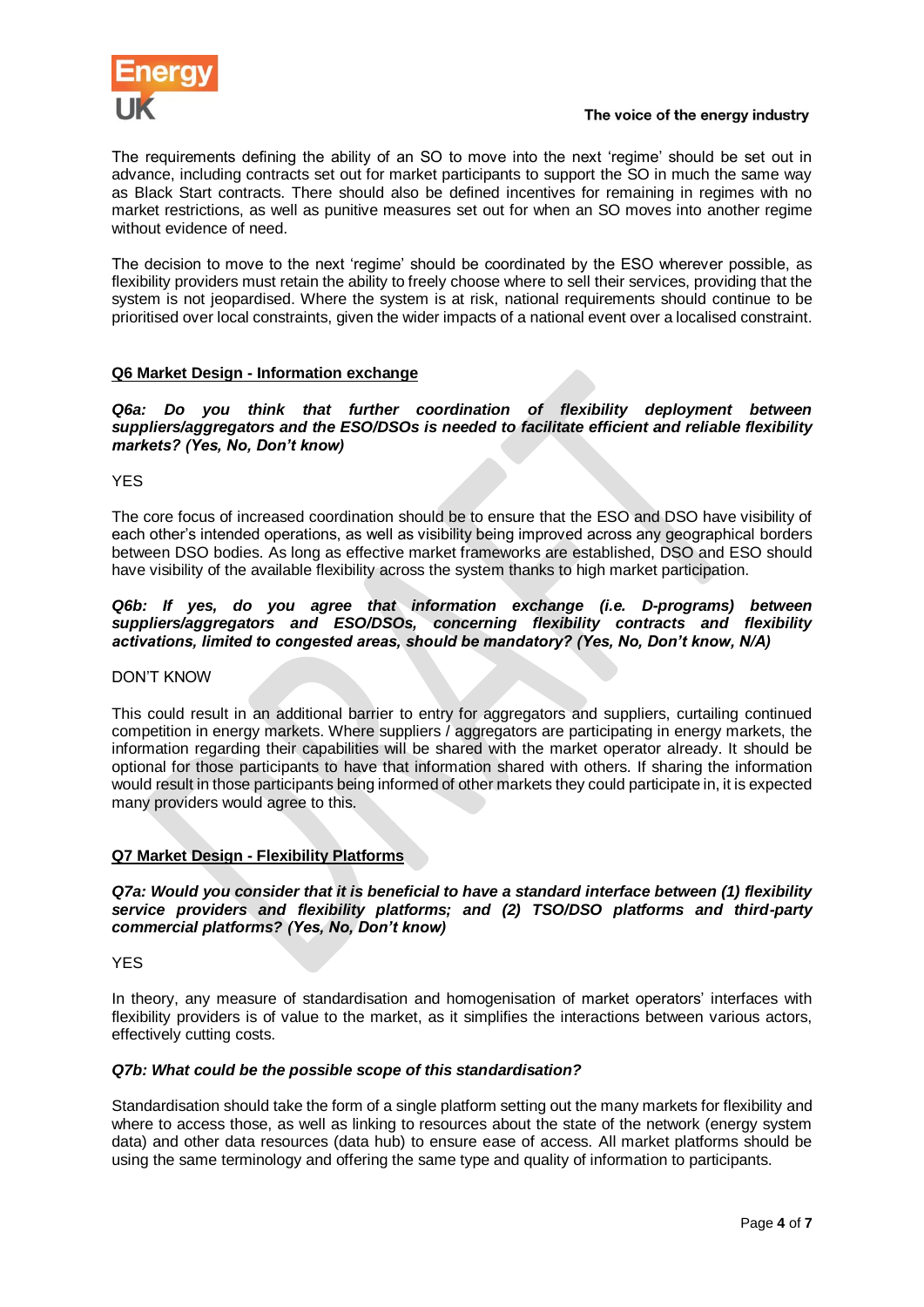The requirements defining the ability of an SO to move into the next 'regime' should be set out in advance, including contracts set out for market participants to support the SO in much the same way as Black Start contracts. There should also be defined incentives for remaining in regimes with no market restrictions, as well as punitive measures set out for when an SO moves into another regime without evidence of need.

The decision to move to the next 'regime' should be coordinated by the ESO wherever possible, as flexibility providers must retain the ability to freely choose where to sell their services, providing that the system is not jeopardised. Where the system is at risk, national requirements should continue to be prioritised over local constraints, given the wider impacts of a national event over a localised constraint.

## Q6 Market Design - Information exchange

***Q6a: Do you think that further coordination of flexibility deployment between suppliers/aggregators and the ESO/DSOs is needed to facilitate efficient and reliable flexibility markets? (Yes, No, Don't know)***

YES

The core focus of increased coordination should be to ensure that the ESO and DSO have visibility of each other's intended operations, as well as visibility being improved across any geographical borders between DSO bodies. As long as effective market frameworks are established, DSO and ESO should have visibility of the available flexibility across the system thanks to high market participation.

***Q6b: If yes, do you agree that information exchange (i.e. D-programs) between suppliers/aggregators and ESO/DSOs, concerning flexibility contracts and flexibility activations, limited to congested areas, should be mandatory? (Yes, No, Don't know, N/A)***

DON'T KNOW

This could result in an additional barrier to entry for aggregators and suppliers, curtailing continued competition in energy markets. Where suppliers / aggregators are participating in energy markets, the information regarding their capabilities will be shared with the market operator already. It should be optional for those participants to have that information shared with others. If sharing the information would result in those participants being informed of other markets they could participate in, it is expected many providers would agree to this.

## Q7 Market Design - Flexibility Platforms

***Q7a: Would you consider that it is beneficial to have a standard interface between (1) flexibility service providers and flexibility platforms; and (2) TSO/DSO platforms and third-party commercial platforms? (Yes, No, Don't know)***

YES

In theory, any measure of standardisation and homogenisation of market operators' interfaces with flexibility providers is of value to the market, as it simplifies the interactions between various actors, effectively cutting costs.

***Q7b: What could be the possible scope of this standardisation?***

Standardisation should take the form of a single platform setting out the many markets for flexibility and where to access those, as well as linking to resources about the state of the network (energy system data) and other data resources (data hub) to ensure ease of access. All market platforms should be using the same terminology and offering the same type and quality of information to participants.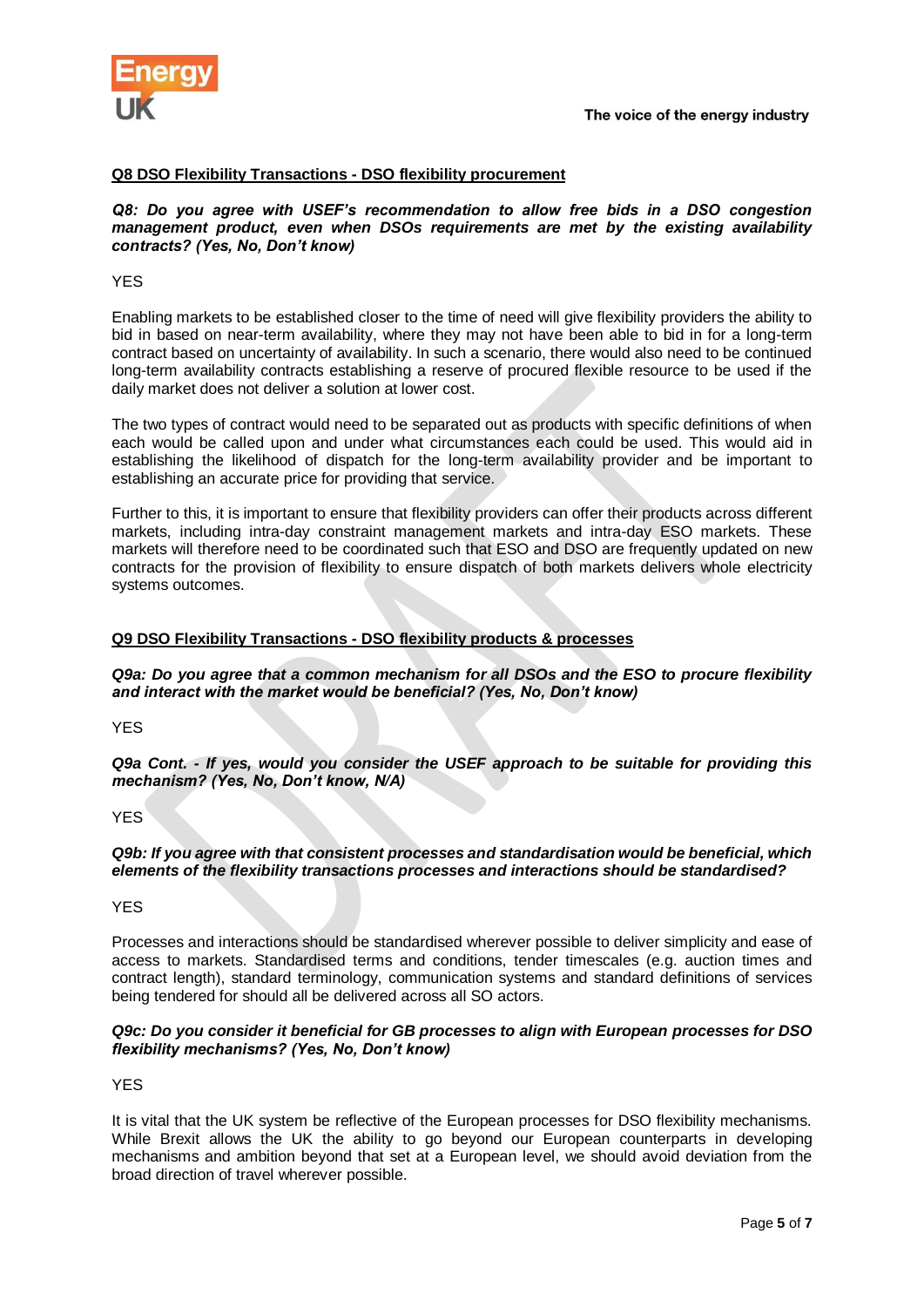**Q8 DSO Flexibility Transactions - DSO flexibility procurement**

***Q8: Do you agree with USEF's recommendation to allow free bids in a DSO congestion management product, even when DSOs requirements are met by the existing availability contracts? (Yes, No, Don't know)***

YES

Enabling markets to be established closer to the time of need will give flexibility providers the ability to bid in based on near-term availability, where they may not have been able to bid in for a long-term contract based on uncertainty of availability. In such a scenario, there would also need to be continued long-term availability contracts establishing a reserve of procured flexible resource to be used if the daily market does not deliver a solution at lower cost.

The two types of contract would need to be separated out as products with specific definitions of when each would be called upon and under what circumstances each could be used. This would aid in establishing the likelihood of dispatch for the long-term availability provider and be important to establishing an accurate price for providing that service.

Further to this, it is important to ensure that flexibility providers can offer their products across different markets, including intra-day constraint management markets and intra-day ESO markets. These markets will therefore need to be coordinated such that ESO and DSO are frequently updated on new contracts for the provision of flexibility to ensure dispatch of both markets delivers whole electricity systems outcomes.

**Q9 DSO Flexibility Transactions - DSO flexibility products & processes**

***Q9a: Do you agree that a common mechanism for all DSOs and the ESO to procure flexibility and interact with the market would be beneficial? (Yes, No, Don't know)***

YES

***Q9a Cont. - If yes, would you consider the USEF approach to be suitable for providing this mechanism? (Yes, No, Don't know, N/A)***

YES

***Q9b: If you agree with that consistent processes and standardisation would be beneficial, which elements of the flexibility transactions processes and interactions should be standardised?***

YES

Processes and interactions should be standardised wherever possible to deliver simplicity and ease of access to markets. Standardised terms and conditions, tender timescales (e.g. auction times and contract length), standard terminology, communication systems and standard definitions of services being tendered for should all be delivered across all SO actors.

***Q9c: Do you consider it beneficial for GB processes to align with European processes for DSO flexibility mechanisms? (Yes, No, Don't know)***

YES

It is vital that the UK system be reflective of the European processes for DSO flexibility mechanisms. While Brexit allows the UK the ability to go beyond our European counterparts in developing mechanisms and ambition beyond that set at a European level, we should avoid deviation from the broad direction of travel wherever possible.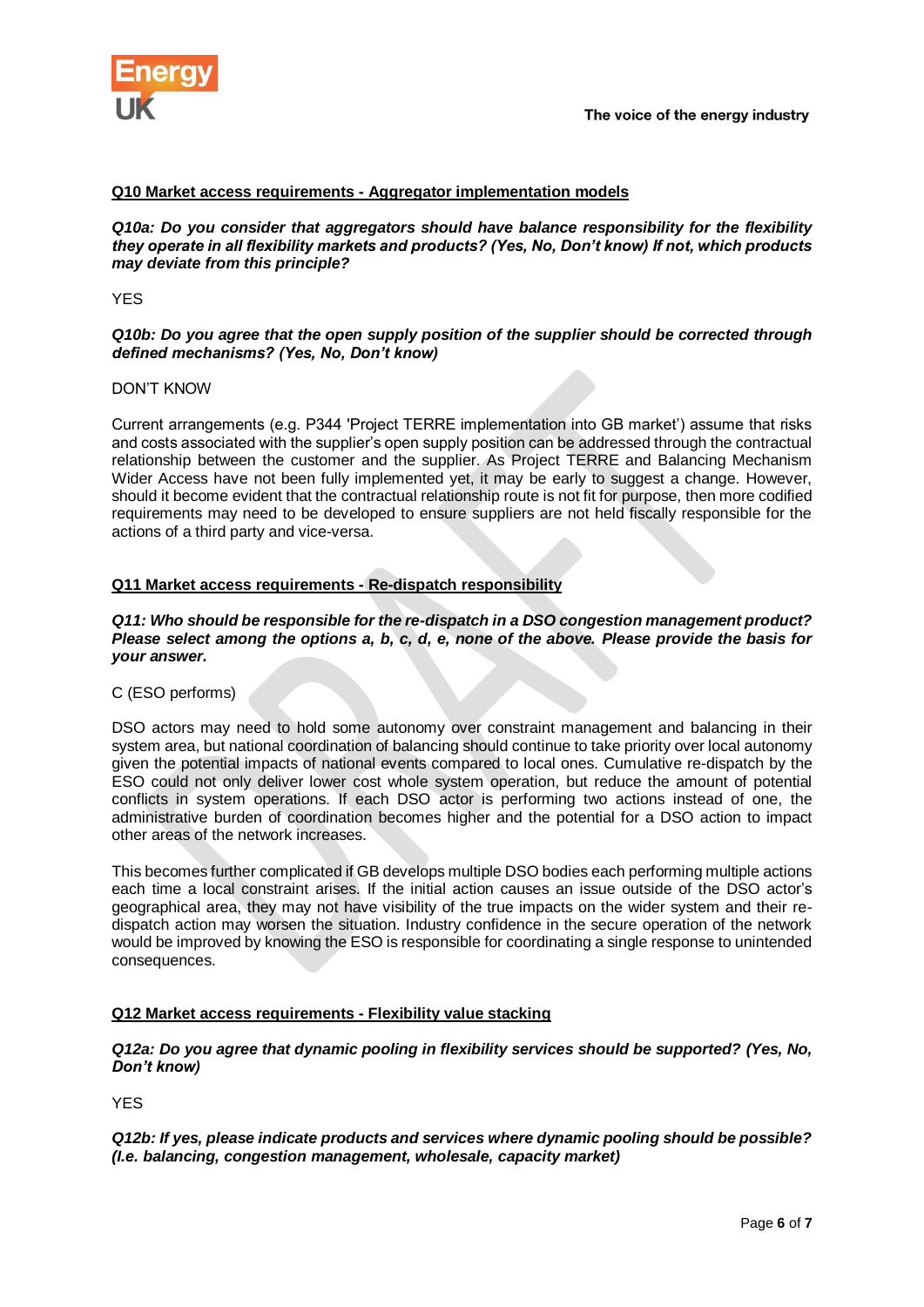**Q10 Market access requirements - Aggregator implementation models**

***Q10a: Do you consider that aggregators should have balance responsibility for the flexibility they operate in all flexibility markets and products? (Yes, No, Don't know) If not, which products may deviate from this principle?***

YES

***Q10b: Do you agree that the open supply position of the supplier should be corrected through defined mechanisms? (Yes, No, Don't know)***

DON'T KNOW

Current arrangements (e.g. P344 'Project TERRE implementation into GB market') assume that risks and costs associated with the supplier's open supply position can be addressed through the contractual relationship between the customer and the supplier. As Project TERRE and Balancing Mechanism Wider Access have not been fully implemented yet, it may be early to suggest a change. However, should it become evident that the contractual relationship route is not fit for purpose, then more codified requirements may need to be developed to ensure suppliers are not held fiscally responsible for the actions of a third party and vice-versa.

**Q11 Market access requirements - Re-dispatch responsibility**

***Q11: Who should be responsible for the re-dispatch in a DSO congestion management product? Please select among the options a, b, c, d, e, none of the above. Please provide the basis for your answer.***

C (ESO performs)

DSO actors may need to hold some autonomy over constraint management and balancing in their system area, but national coordination of balancing should continue to take priority over local autonomy given the potential impacts of national events compared to local ones. Cumulative re-dispatch by the ESO could not only deliver lower cost whole system operation, but reduce the amount of potential conflicts in system operations. If each DSO actor is performing two actions instead of one, the administrative burden of coordination becomes higher and the potential for a DSO action to impact other areas of the network increases.

This becomes further complicated if GB develops multiple DSO bodies each performing multiple actions each time a local constraint arises. If the initial action causes an issue outside of the DSO actor's geographical area, they may not have visibility of the true impacts on the wider system and their re-dispatch action may worsen the situation. Industry confidence in the secure operation of the network would be improved by knowing the ESO is responsible for coordinating a single response to unintended consequences.

**Q12 Market access requirements - Flexibility value stacking**

***Q12a: Do you agree that dynamic pooling in flexibility services should be supported? (Yes, No, Don't know)***

YES

***Q12b: If yes, please indicate products and services where dynamic pooling should be possible? (I.e. balancing, congestion management, wholesale, capacity market)***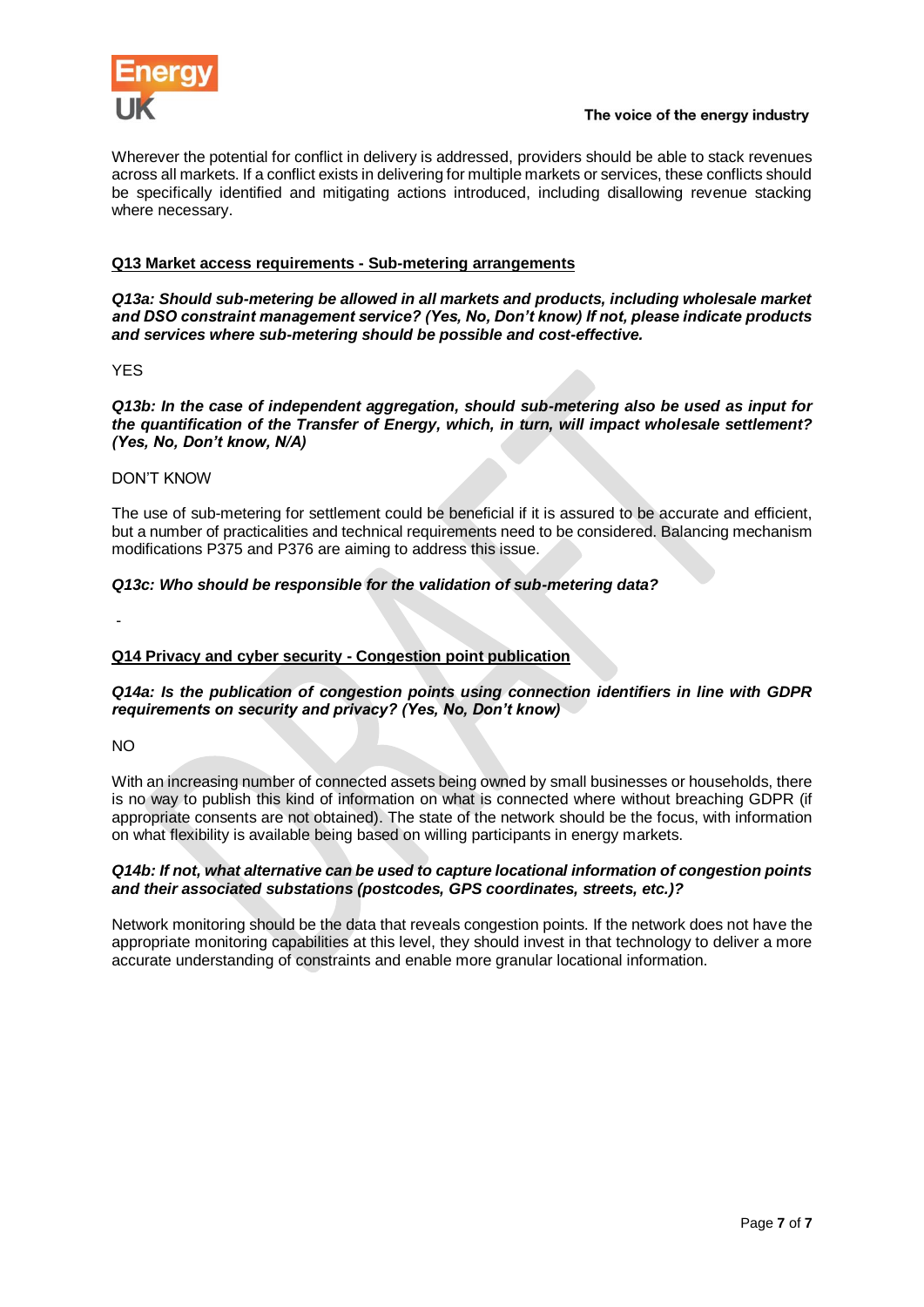Wherever the potential for conflict in delivery is addressed, providers should be able to stack revenues across all markets. If a conflict exists in delivering for multiple markets or services, these conflicts should be specifically identified and mitigating actions introduced, including disallowing revenue stacking where necessary.

**Q13 Market access requirements - Sub-metering arrangements**

***Q13a: Should sub-metering be allowed in all markets and products, including wholesale market and DSO constraint management service? (Yes, No, Don't know) If not, please indicate products and services where sub-metering should be possible and cost-effective.***

YES

***Q13b: In the case of independent aggregation, should sub-metering also be used as input for the quantification of the Transfer of Energy, which, in turn, will impact wholesale settlement? (Yes, No, Don't know, N/A)***

DON'T KNOW

The use of sub-metering for settlement could be beneficial if it is assured to be accurate and efficient, but a number of practicalities and technical requirements need to be considered. Balancing mechanism modifications P375 and P376 are aiming to address this issue.

***Q13c: Who should be responsible for the validation of sub-metering data?***

-

**Q14 Privacy and cyber security - Congestion point publication**

***Q14a: Is the publication of congestion points using connection identifiers in line with GDPR requirements on security and privacy? (Yes, No, Don't know)***

NO

With an increasing number of connected assets being owned by small businesses or households, there is no way to publish this kind of information on what is connected where without breaching GDPR (if appropriate consents are not obtained). The state of the network should be the focus, with information on what flexibility is available being based on willing participants in energy markets.

***Q14b: If not, what alternative can be used to capture locational information of congestion points and their associated substations (postcodes, GPS coordinates, streets, etc.)?***

Network monitoring should be the data that reveals congestion points. If the network does not have the appropriate monitoring capabilities at this level, they should invest in that technology to deliver a more accurate understanding of constraints and enable more granular locational information.